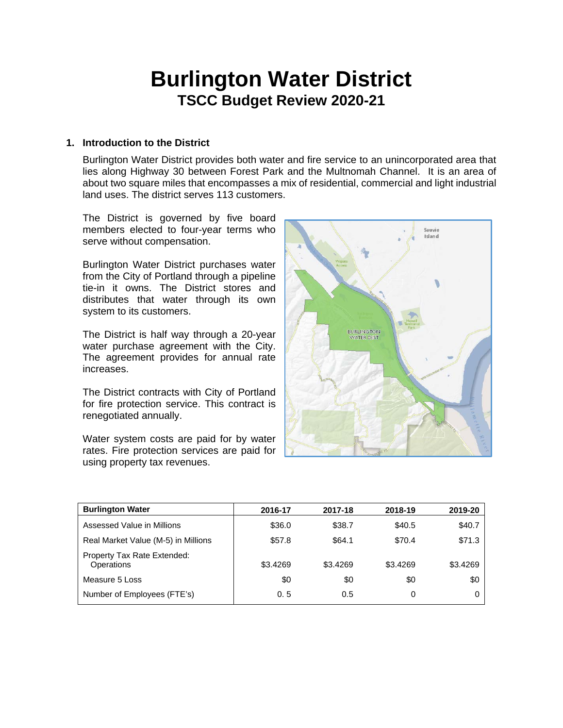# Burlington Water District

## TSCC Budget Review 2020-21

### 1. Introduction to the District

Burlington Water District provides both water and fire service to an unincorporated area that lies along Highway 30 between Forest Park and the Multnomah Channel. It is an area of about two square miles that encompasses a mix of residential, commercial and light industrial land uses. The district serves 113 customers.

The District is governed by five board members elected to four-year terms who serve without compensation.

Burlington Water District purchases water from the City of Portland through a pipeline tie-in it owns. The District stores and distributes that water through its own system to its customers.

The District is half way through a 20-year water purchase agreement with the City. The agreement provides for annual rate increases.

The District contracts with City of Portland for fire protection service. This contract is renegotiated annually.

Water system costs are paid for by water rates. Fire protection services are paid for using property tax revenues.

| Burlington Water | 2016-17 | 2017-18 | 2018-19 | 2019-20 |
|---|---|---|---|---|
| Assessed Value in Millions | $36.0 | $38.7 | $40.5 | $40.7 |
| Real Market Value (M-5) in Millions | $57.8 | $64.1 | $70.4 | $71.3 |
| Property Tax Rate Extended: Operations | $3.4269 | $3.4269 | $3.4269 | $3.4269 |
| Measure 5 Loss | $0 | $0 | $0 | $0 |
| Number of Employees (FTE's) | 0. 5 | 0.5 | 0 | 0 |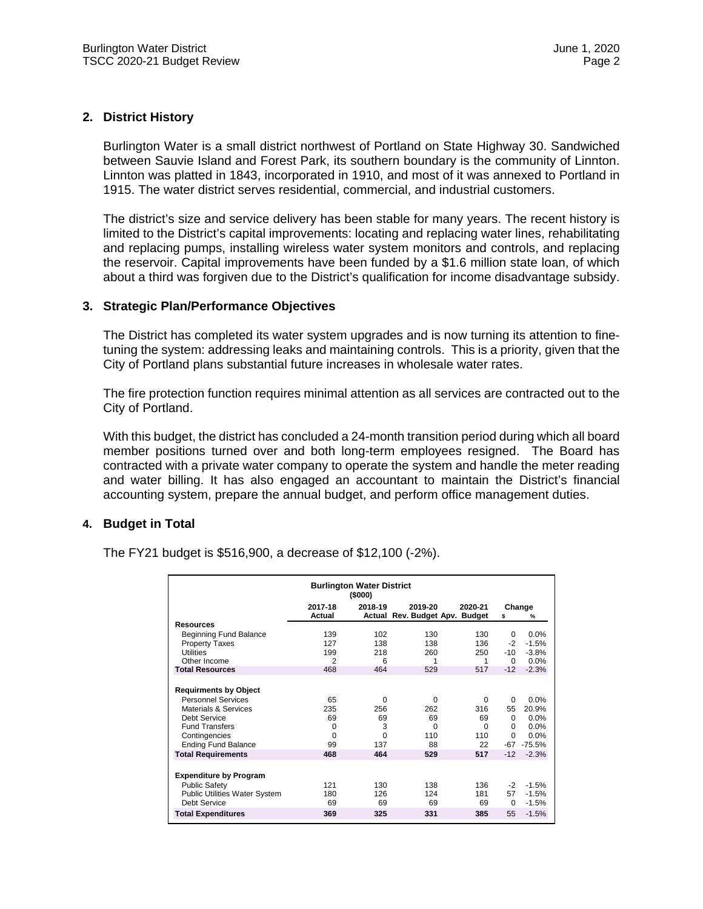## 2. District History

Burlington Water is a small district northwest of Portland on State Highway 30. Sandwiched between Sauvie Island and Forest Park, its southern boundary is the community of Linnton. Linnton was platted in 1843, incorporated in 1910, and most of it was annexed to Portland in 1915. The water district serves residential, commercial, and industrial customers.

The district's size and service delivery has been stable for many years. The recent history is limited to the District's capital improvements: locating and replacing water lines, rehabilitating and replacing pumps, installing wireless water system monitors and controls, and replacing the reservoir. Capital improvements have been funded by a $1.6 million state loan, of which about a third was forgiven due to the District's qualification for income disadvantage subsidy.

## 3. Strategic Plan/Performance Objectives

The District has completed its water system upgrades and is now turning its attention to fine-tuning the system: addressing leaks and maintaining controls. This is a priority, given that the City of Portland plans substantial future increases in wholesale water rates.

The fire protection function requires minimal attention as all services are contracted out to the City of Portland.

With this budget, the district has concluded a 24-month transition period during which all board member positions turned over and both long-term employees resigned. The Board has contracted with a private water company to operate the system and handle the meter reading and water billing. It has also engaged an accountant to maintain the District's financial accounting system, prepare the annual budget, and perform office management duties.

## 4. Budget in Total

The FY21 budget is $516,900, a decrease of $12,100 (-2%).

**Burlington Water District ($000)**

| | 2017-18 Actual | 2018-19 Actual | 2019-20 Rev. Budget Apv. | 2020-21 Budget | Change $ | Change % |
|---|---|---|---|---|---|---|
| **Resources** | | | | | | |
| Beginning Fund Balance | 139 | 102 | 130 | 130 | 0 | 0.0% |
| Property Taxes | 127 | 138 | 138 | 136 | -2 | -1.5% |
| Utilities | 199 | 218 | 260 | 250 | -10 | -3.8% |
| Other Income | 2 | 6 | 1 | 1 | 0 | 0.0% |
| **Total Resources** | 468 | 464 | 529 | 517 | -12 | -2.3% |
| **Requirments by Object** | | | | | | |
| Personnel Services | 65 | 0 | 0 | 0 | 0 | 0.0% |
| Materials & Services | 235 | 256 | 262 | 316 | 55 | 20.9% |
| Debt Service | 69 | 69 | 69 | 69 | 0 | 0.0% |
| Fund Transfers | 0 | 3 | 0 | 0 | 0 | 0.0% |
| Contingencies | 0 | 0 | 110 | 110 | 0 | 0.0% |
| Ending Fund Balance | 99 | 137 | 88 | 22 | -67 | -75.5% |
| **Total Requirements** | **468** | **464** | **529** | **517** | -12 | -2.3% |
| **Expenditure by Program** | | | | | | |
| Public Safety | 121 | 130 | 138 | 136 | -2 | -1.5% |
| Public Utilities Water System | 180 | 126 | 124 | 181 | 57 | -1.5% |
| Debt Service | 69 | 69 | 69 | 69 | 0 | -1.5% |
| **Total Expenditures** | **369** | **325** | **331** | **385** | 55 | -1.5% |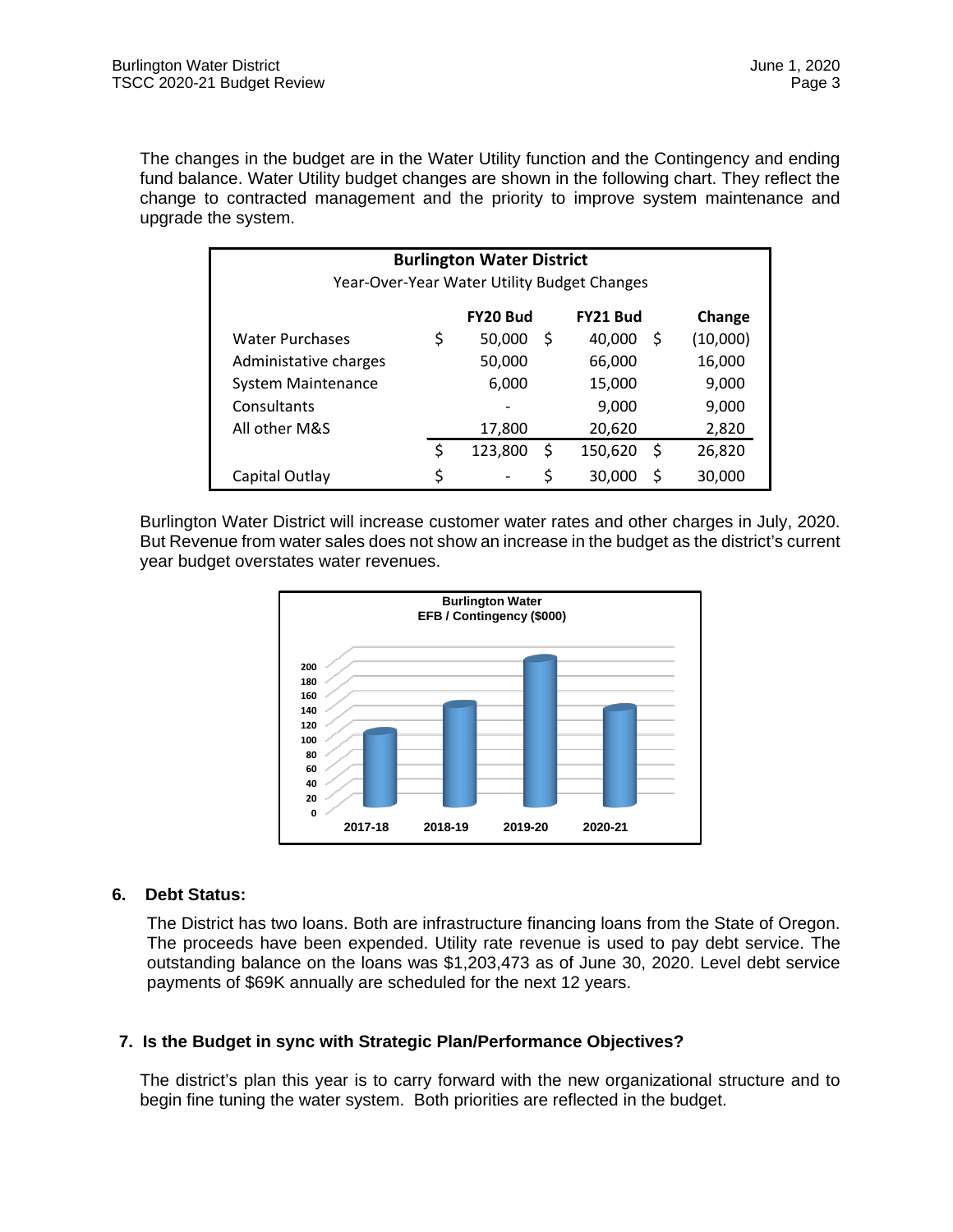The changes in the budget are in the Water Utility function and the Contingency and ending fund balance. Water Utility budget changes are shown in the following chart. They reflect the change to contracted management and the priority to improve system maintenance and upgrade the system.

**Burlington Water District**
Year-Over-Year Water Utility Budget Changes

| | FY20 Bud | FY21 Bud | Change |
|---|---|---|---|
| Water Purchases | $ 50,000 | $ 40,000 | $ (10,000) |
| Administative charges | 50,000 | 66,000 | 16,000 |
| System Maintenance | 6,000 | 15,000 | 9,000 |
| Consultants | - | 9,000 | 9,000 |
| All other M&S | 17,800 | 20,620 | 2,820 |
| | $ 123,800 | $ 150,620 | $ 26,820 |
| Capital Outlay | $ - | $ 30,000 | $ 30,000 |

Burlington Water District will increase customer water rates and other charges in July, 2020. But Revenue from water sales does not show an increase in the budget as the district's current year budget overstates water revenues.

Burlington Water
EFB / Contingency ($000)

200
180
160
140
120
100
80
60
40
20
0

2017-18
2018-19
2019-20
2020-21

## 6. Debt Status:

The District has two loans. Both are infrastructure financing loans from the State of Oregon. The proceeds have been expended. Utility rate revenue is used to pay debt service. The outstanding balance on the loans was $1,203,473 as of June 30, 2020. Level debt service payments of $69K annually are scheduled for the next 12 years.

## 7. Is the Budget in sync with Strategic Plan/Performance Objectives?

The district's plan this year is to carry forward with the new organizational structure and to begin fine tuning the water system. Both priorities are reflected in the budget.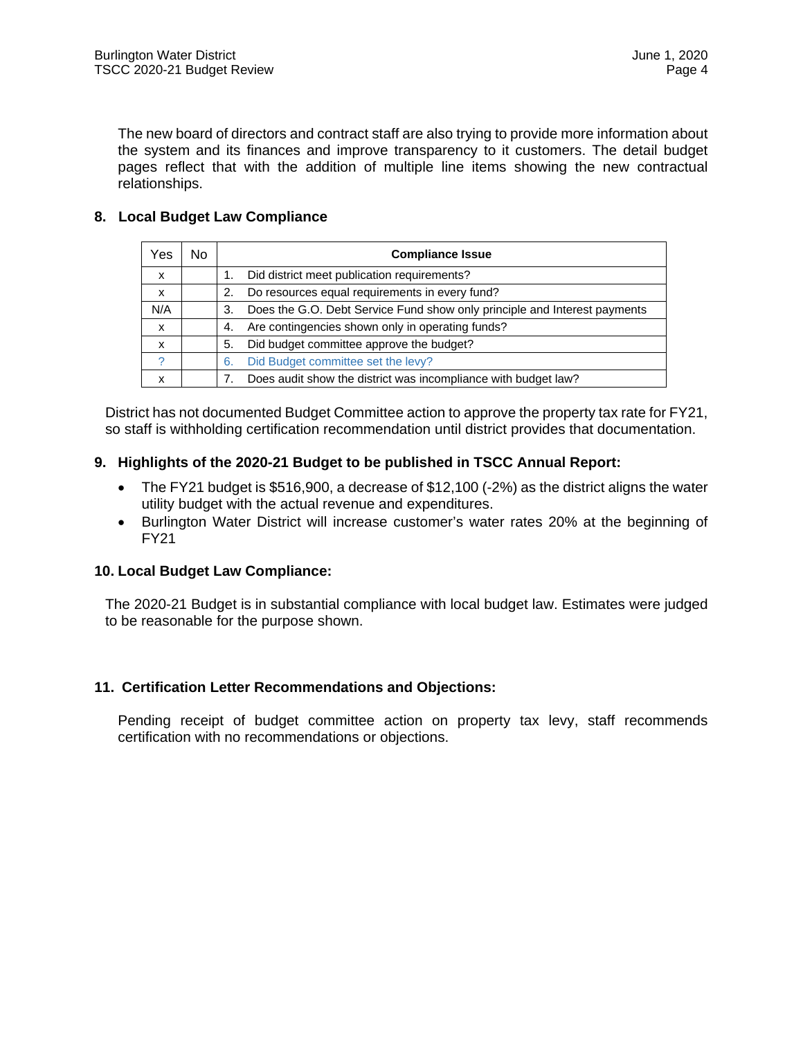The new board of directors and contract staff are also trying to provide more information about the system and its finances and improve transparency to it customers. The detail budget pages reflect that with the addition of multiple line items showing the new contractual relationships.

## 8. Local Budget Law Compliance

| Yes | No | Compliance Issue |
|---|---|---|
| x | | 1. Did district meet publication requirements? |
| x | | 2. Do resources equal requirements in every fund? |
| N/A | | 3. Does the G.O. Debt Service Fund show only principle and Interest payments |
| x | | 4. Are contingencies shown only in operating funds? |
| x | | 5. Did budget committee approve the budget? |
| ? | | 6. Did Budget committee set the levy? |
| x | | 7. Does audit show the district was incompliance with budget law? |

District has not documented Budget Committee action to approve the property tax rate for FY21, so staff is withholding certification recommendation until district provides that documentation.

## 9. Highlights of the 2020-21 Budget to be published in TSCC Annual Report:

- The FY21 budget is $516,900, a decrease of $12,100 (-2%) as the district aligns the water utility budget with the actual revenue and expenditures.
- Burlington Water District will increase customer's water rates 20% at the beginning of FY21

## 10. Local Budget Law Compliance:

The 2020-21 Budget is in substantial compliance with local budget law. Estimates were judged to be reasonable for the purpose shown.

## 11. Certification Letter Recommendations and Objections:

Pending receipt of budget committee action on property tax levy, staff recommends certification with no recommendations or objections.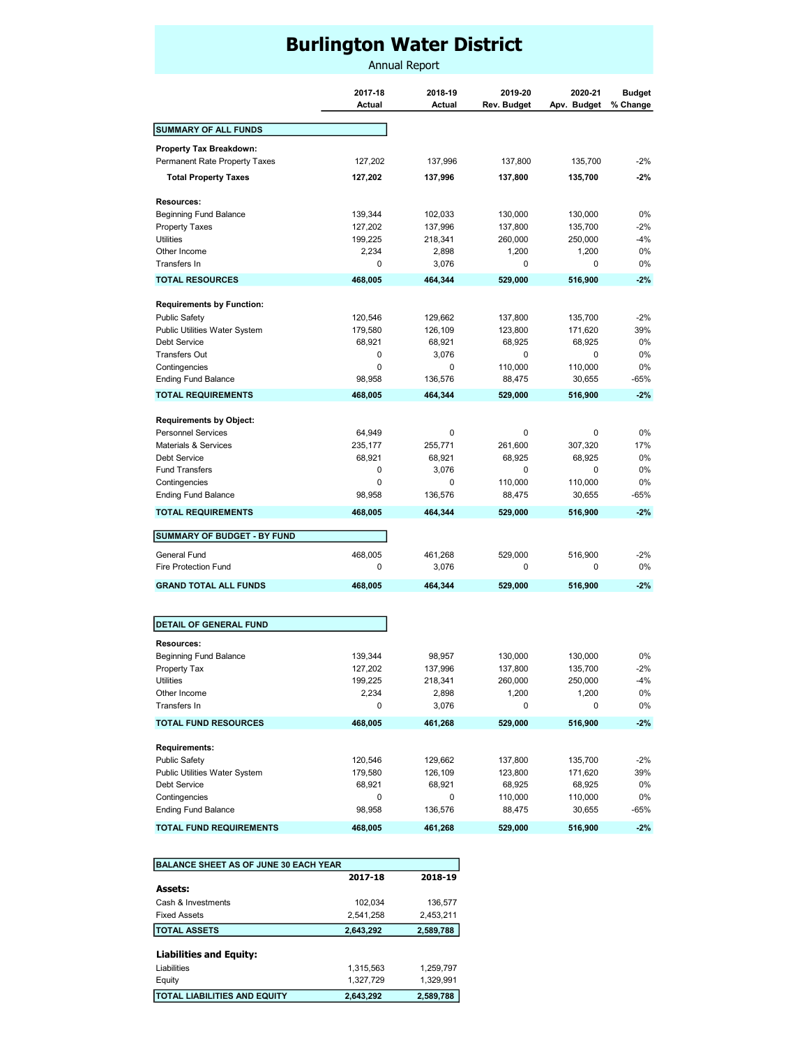# Burlington Water District

Annual Report

| | 2017-18 Actual | 2018-19 Actual | 2019-20 Rev. Budget | 2020-21 Apv. Budget | Budget % Change |
|---|---|---|---|---|---|
| **SUMMARY OF ALL FUNDS** | | | | | |
| **Property Tax Breakdown:** | | | | | |
| Permanent Rate Property Taxes | 127,202 | 137,996 | 137,800 | 135,700 | -2% |
| **Total Property Taxes** | **127,202** | **137,996** | **137,800** | **135,700** | **-2%** |
| **Resources:** | | | | | |
| Beginning Fund Balance | 139,344 | 102,033 | 130,000 | 130,000 | 0% |
| Property Taxes | 127,202 | 137,996 | 137,800 | 135,700 | -2% |
| Utilities | 199,225 | 218,341 | 260,000 | 250,000 | -4% |
| Other Income | 2,234 | 2,898 | 1,200 | 1,200 | 0% |
| Transfers In | 0 | 3,076 | 0 | 0 | 0% |
| **TOTAL RESOURCES** | **468,005** | **464,344** | **529,000** | **516,900** | **-2%** |
| **Requirements by Function:** | | | | | |
| Public Safety | 120,546 | 129,662 | 137,800 | 135,700 | -2% |
| Public Utilities Water System | 179,580 | 126,109 | 123,800 | 171,620 | 39% |
| Debt Service | 68,921 | 68,921 | 68,925 | 68,925 | 0% |
| Transfers Out | 0 | 3,076 | 0 | 0 | 0% |
| Contingencies | 0 | 0 | 110,000 | 110,000 | 0% |
| Ending Fund Balance | 98,958 | 136,576 | 88,475 | 30,655 | -65% |
| **TOTAL REQUIREMENTS** | **468,005** | **464,344** | **529,000** | **516,900** | **-2%** |
| **Requirements by Object:** | | | | | |
| Personnel Services | 64,949 | 0 | 0 | 0 | 0% |
| Materials & Services | 235,177 | 255,771 | 261,600 | 307,320 | 17% |
| Debt Service | 68,921 | 68,921 | 68,925 | 68,925 | 0% |
| Fund Transfers | 0 | 3,076 | 0 | 0 | 0% |
| Contingencies | 0 | 0 | 110,000 | 110,000 | 0% |
| Ending Fund Balance | 98,958 | 136,576 | 88,475 | 30,655 | -65% |
| **TOTAL REQUIREMENTS** | **468,005** | **464,344** | **529,000** | **516,900** | **-2%** |
| **SUMMARY OF BUDGET - BY FUND** | | | | | |
| General Fund | 468,005 | 461,268 | 529,000 | 516,900 | -2% |
| Fire Protection Fund | 0 | 3,076 | 0 | 0 | 0% |
| **GRAND TOTAL ALL FUNDS** | **468,005** | **464,344** | **529,000** | **516,900** | **-2%** |
| **DETAIL OF GENERAL FUND** | | | | | |
| **Resources:** | | | | | |
| Beginning Fund Balance | 139,344 | 98,957 | 130,000 | 130,000 | 0% |
| Property Tax | 127,202 | 137,996 | 137,800 | 135,700 | -2% |
| Utilities | 199,225 | 218,341 | 260,000 | 250,000 | -4% |
| Other Income | 2,234 | 2,898 | 1,200 | 1,200 | 0% |
| Transfers In | 0 | 3,076 | 0 | 0 | 0% |
| **TOTAL FUND RESOURCES** | **468,005** | **461,268** | **529,000** | **516,900** | **-2%** |
| **Requirements:** | | | | | |
| Public Safety | 120,546 | 129,662 | 137,800 | 135,700 | -2% |
| Public Utilities Water System | 179,580 | 126,109 | 123,800 | 171,620 | 39% |
| Debt Service | 68,921 | 68,921 | 68,925 | 68,925 | 0% |
| Contingencies | 0 | 0 | 110,000 | 110,000 | 0% |
| Ending Fund Balance | 98,958 | 136,576 | 88,475 | 30,655 | -65% |
| **TOTAL FUND REQUIREMENTS** | **468,005** | **461,268** | **529,000** | **516,900** | **-2%** |

| BALANCE SHEET AS OF JUNE 30 EACH YEAR | 2017-18 | 2018-19 |
|---|---|---|
| **Assets:** | | |
| Cash & Investments | 102,034 | 136,577 |
| Fixed Assets | 2,541,258 | 2,453,211 |
| **TOTAL ASSETS** | **2,643,292** | **2,589,788** |
| **Liabilities and Equity:** | | |
| Liabilities | 1,315,563 | 1,259,797 |
| Equity | 1,327,729 | 1,329,991 |
| **TOTAL LIABILITIES AND EQUITY** | **2,643,292** | **2,589,788** |